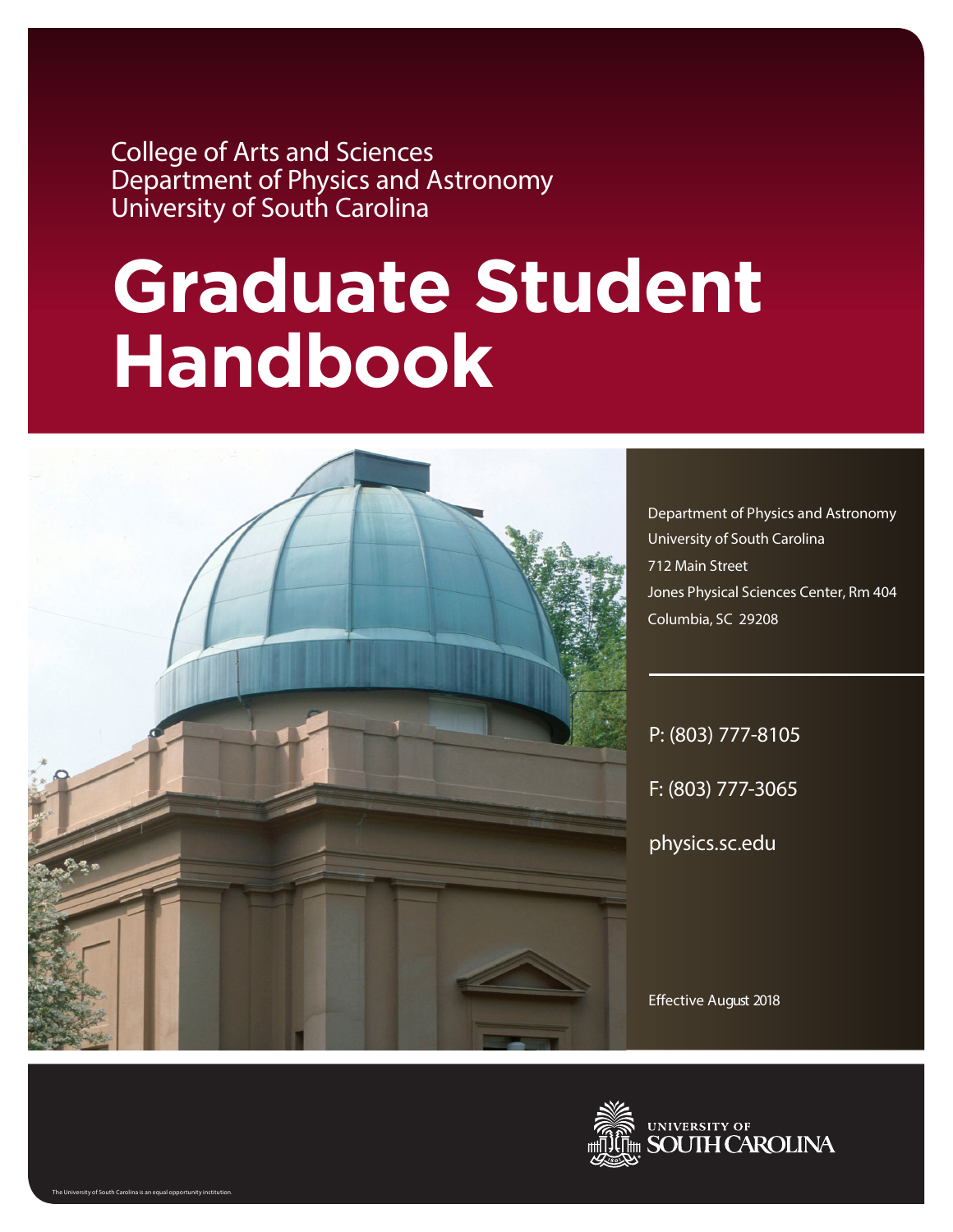College of Arts and Sciences
Department of Physics and Astronomy
University of South Carolina

# Graduate Student Handbook

Department of Physics and Astronomy
University of South Carolina
712 Main Street
Jones Physical Sciences Center, Rm 404
Columbia, SC 29208

P: (803) 777-8105

F: (803) 777-3065

physics.sc.edu

Effective August 2018

UNIVERSITY OF SOUTH CAROLINA

The University of South Carolina is an equal opportunity institution.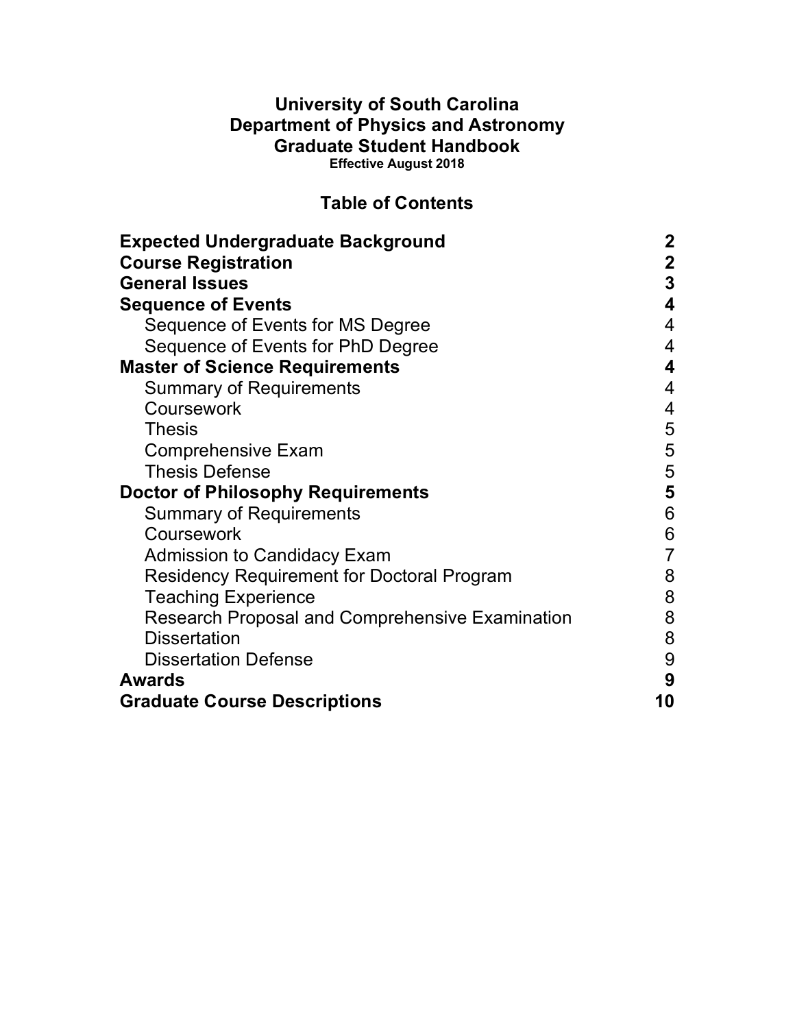**University of South Carolina**
**Department of Physics and Astronomy**
**Graduate Student Handbook**
**Effective August 2018**

## Table of Contents

| | |
|---|---|
| **Expected Undergraduate Background** | **2** |
| **Course Registration** | **2** |
| **General Issues** | **3** |
| **Sequence of Events** | **4** |
| Sequence of Events for MS Degree | 4 |
| Sequence of Events for PhD Degree | 4 |
| **Master of Science Requirements** | **4** |
| Summary of Requirements | 4 |
| Coursework | 4 |
| Thesis | 5 |
| Comprehensive Exam | 5 |
| Thesis Defense | 5 |
| **Doctor of Philosophy Requirements** | **5** |
| Summary of Requirements | 6 |
| Coursework | 6 |
| Admission to Candidacy Exam | 7 |
| Residency Requirement for Doctoral Program | 8 |
| Teaching Experience | 8 |
| Research Proposal and Comprehensive Examination | 8 |
| Dissertation | 8 |
| Dissertation Defense | 9 |
| **Awards** | **9** |
| **Graduate Course Descriptions** | **10** |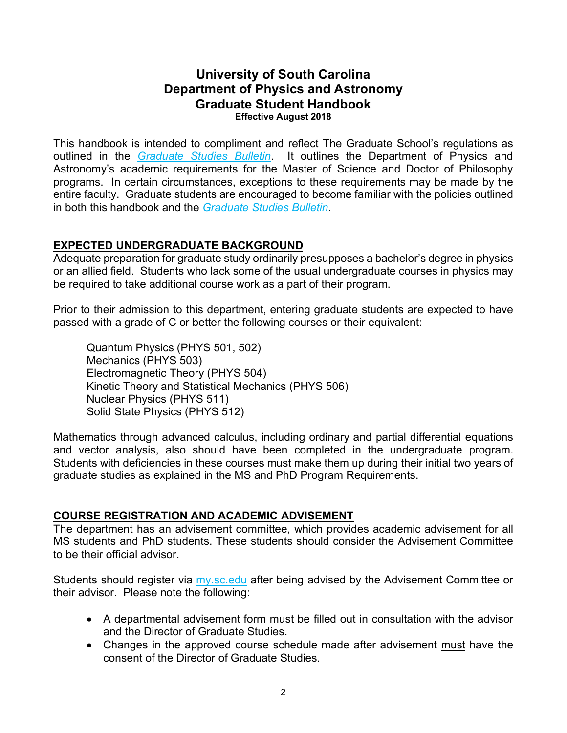# University of South Carolina
# Department of Physics and Astronomy
# Graduate Student Handbook

**Effective August 2018**

This handbook is intended to compliment and reflect The Graduate School's regulations as outlined in the *Graduate Studies Bulletin*. It outlines the Department of Physics and Astronomy's academic requirements for the Master of Science and Doctor of Philosophy programs. In certain circumstances, exceptions to these requirements may be made by the entire faculty. Graduate students are encouraged to become familiar with the policies outlined in both this handbook and the *Graduate Studies Bulletin*.

## EXPECTED UNDERGRADUATE BACKGROUND

Adequate preparation for graduate study ordinarily presupposes a bachelor's degree in physics or an allied field. Students who lack some of the usual undergraduate courses in physics may be required to take additional course work as a part of their program.

Prior to their admission to this department, entering graduate students are expected to have passed with a grade of C or better the following courses or their equivalent:

Quantum Physics (PHYS 501, 502)
Mechanics (PHYS 503)
Electromagnetic Theory (PHYS 504)
Kinetic Theory and Statistical Mechanics (PHYS 506)
Nuclear Physics (PHYS 511)
Solid State Physics (PHYS 512)

Mathematics through advanced calculus, including ordinary and partial differential equations and vector analysis, also should have been completed in the undergraduate program. Students with deficiencies in these courses must make them up during their initial two years of graduate studies as explained in the MS and PhD Program Requirements.

## COURSE REGISTRATION AND ACADEMIC ADVISEMENT

The department has an advisement committee, which provides academic advisement for all MS students and PhD students. These students should consider the Advisement Committee to be their official advisor.

Students should register via my.sc.edu after being advised by the Advisement Committee or their advisor. Please note the following:

- A departmental advisement form must be filled out in consultation with the advisor and the Director of Graduate Studies.
- Changes in the approved course schedule made after advisement must have the consent of the Director of Graduate Studies.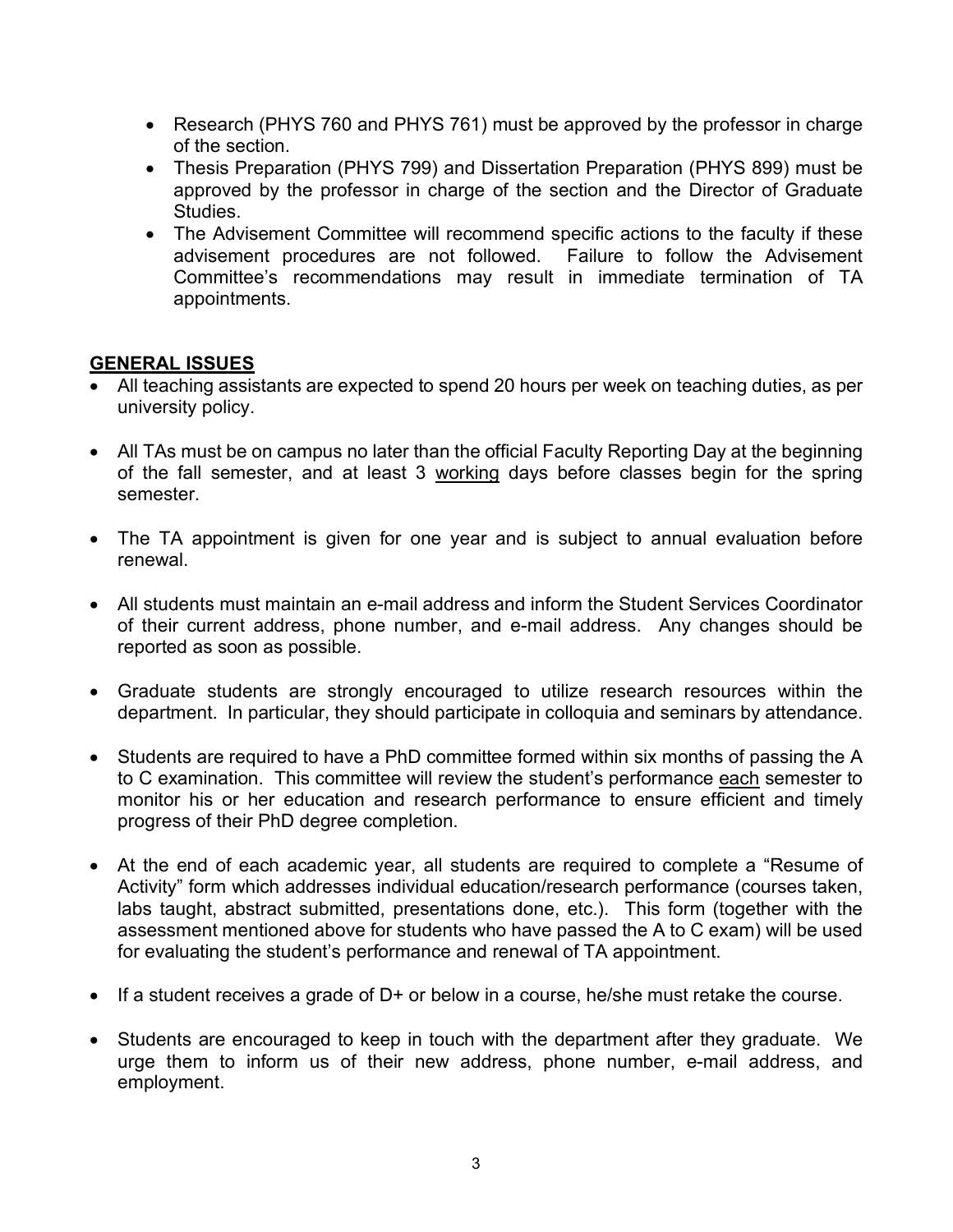- Research (PHYS 760 and PHYS 761) must be approved by the professor in charge of the section.
- Thesis Preparation (PHYS 799) and Dissertation Preparation (PHYS 899) must be approved by the professor in charge of the section and the Director of Graduate Studies.
- The Advisement Committee will recommend specific actions to the faculty if these advisement procedures are not followed. Failure to follow the Advisement Committee's recommendations may result in immediate termination of TA appointments.

## GENERAL ISSUES

- All teaching assistants are expected to spend 20 hours per week on teaching duties, as per university policy.
- All TAs must be on campus no later than the official Faculty Reporting Day at the beginning of the fall semester, and at least 3 working days before classes begin for the spring semester.
- The TA appointment is given for one year and is subject to annual evaluation before renewal.
- All students must maintain an e-mail address and inform the Student Services Coordinator of their current address, phone number, and e-mail address. Any changes should be reported as soon as possible.
- Graduate students are strongly encouraged to utilize research resources within the department. In particular, they should participate in colloquia and seminars by attendance.
- Students are required to have a PhD committee formed within six months of passing the A to C examination. This committee will review the student's performance each semester to monitor his or her education and research performance to ensure efficient and timely progress of their PhD degree completion.
- At the end of each academic year, all students are required to complete a "Resume of Activity" form which addresses individual education/research performance (courses taken, labs taught, abstract submitted, presentations done, etc.). This form (together with the assessment mentioned above for students who have passed the A to C exam) will be used for evaluating the student's performance and renewal of TA appointment.
- If a student receives a grade of D+ or below in a course, he/she must retake the course.
- Students are encouraged to keep in touch with the department after they graduate. We urge them to inform us of their new address, phone number, e-mail address, and employment.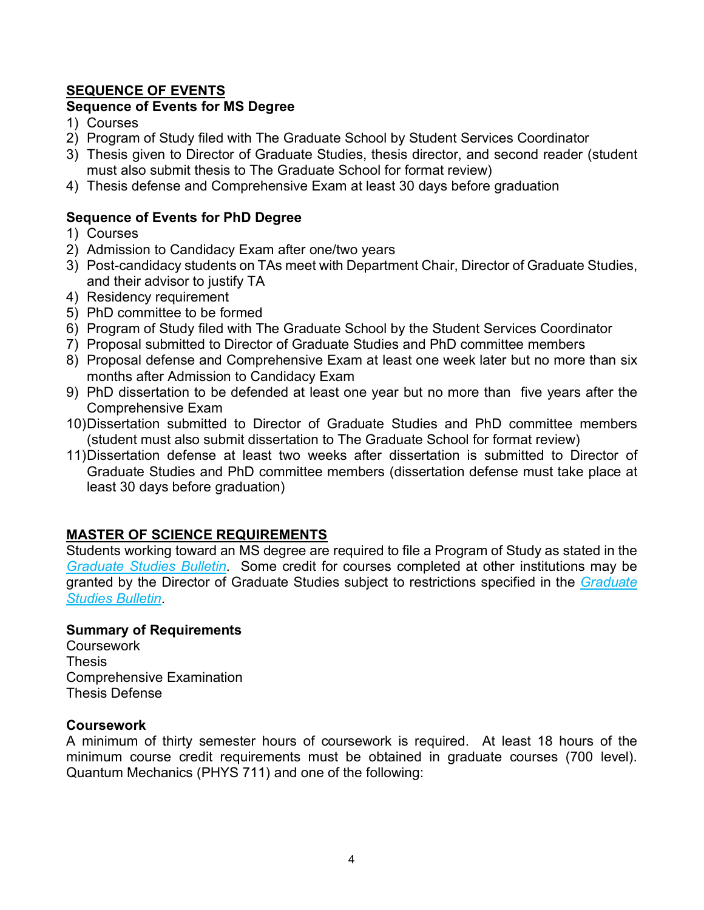## SEQUENCE OF EVENTS

### Sequence of Events for MS Degree

1) Courses
2) Program of Study filed with The Graduate School by Student Services Coordinator
3) Thesis given to Director of Graduate Studies, thesis director, and second reader (student must also submit thesis to The Graduate School for format review)
4) Thesis defense and Comprehensive Exam at least 30 days before graduation

### Sequence of Events for PhD Degree

1) Courses
2) Admission to Candidacy Exam after one/two years
3) Post-candidacy students on TAs meet with Department Chair, Director of Graduate Studies, and their advisor to justify TA
4) Residency requirement
5) PhD committee to be formed
6) Program of Study filed with The Graduate School by the Student Services Coordinator
7) Proposal submitted to Director of Graduate Studies and PhD committee members
8) Proposal defense and Comprehensive Exam at least one week later but no more than six months after Admission to Candidacy Exam
9) PhD dissertation to be defended at least one year but no more than five years after the Comprehensive Exam
10) Dissertation submitted to Director of Graduate Studies and PhD committee members (student must also submit dissertation to The Graduate School for format review)
11) Dissertation defense at least two weeks after dissertation is submitted to Director of Graduate Studies and PhD committee members (dissertation defense must take place at least 30 days before graduation)

## MASTER OF SCIENCE REQUIREMENTS

Students working toward an MS degree are required to file a Program of Study as stated in the *Graduate Studies Bulletin*. Some credit for courses completed at other institutions may be granted by the Director of Graduate Studies subject to restrictions specified in the *Graduate Studies Bulletin*.

### Summary of Requirements

Coursework
Thesis
Comprehensive Examination
Thesis Defense

### Coursework

A minimum of thirty semester hours of coursework is required. At least 18 hours of the minimum course credit requirements must be obtained in graduate courses (700 level). Quantum Mechanics (PHYS 711) and one of the following: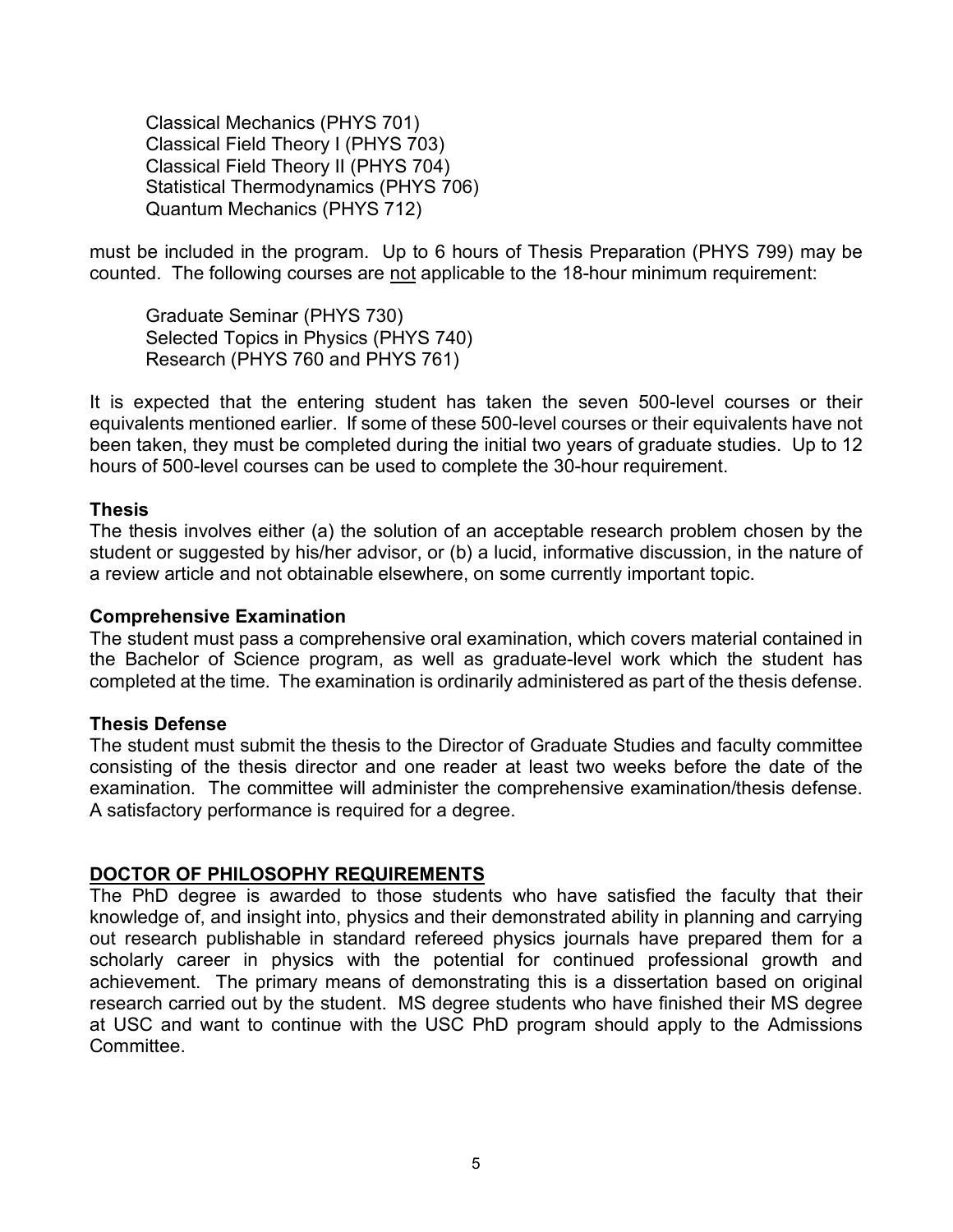Classical Mechanics (PHYS 701)
Classical Field Theory I (PHYS 703)
Classical Field Theory II (PHYS 704)
Statistical Thermodynamics (PHYS 706)
Quantum Mechanics (PHYS 712)

must be included in the program. Up to 6 hours of Thesis Preparation (PHYS 799) may be counted. The following courses are <u>not</u> applicable to the 18-hour minimum requirement:

Graduate Seminar (PHYS 730)
Selected Topics in Physics (PHYS 740)
Research (PHYS 760 and PHYS 761)

It is expected that the entering student has taken the seven 500-level courses or their equivalents mentioned earlier. If some of these 500-level courses or their equivalents have not been taken, they must be completed during the initial two years of graduate studies. Up to 12 hours of 500-level courses can be used to complete the 30-hour requirement.

**Thesis**

The thesis involves either (a) the solution of an acceptable research problem chosen by the student or suggested by his/her advisor, or (b) a lucid, informative discussion, in the nature of a review article and not obtainable elsewhere, on some currently important topic.

**Comprehensive Examination**

The student must pass a comprehensive oral examination, which covers material contained in the Bachelor of Science program, as well as graduate-level work which the student has completed at the time. The examination is ordinarily administered as part of the thesis defense.

**Thesis Defense**

The student must submit the thesis to the Director of Graduate Studies and faculty committee consisting of the thesis director and one reader at least two weeks before the date of the examination. The committee will administer the comprehensive examination/thesis defense. A satisfactory performance is required for a degree.

## DOCTOR OF PHILOSOPHY REQUIREMENTS

The PhD degree is awarded to those students who have satisfied the faculty that their knowledge of, and insight into, physics and their demonstrated ability in planning and carrying out research publishable in standard refereed physics journals have prepared them for a scholarly career in physics with the potential for continued professional growth and achievement. The primary means of demonstrating this is a dissertation based on original research carried out by the student. MS degree students who have finished their MS degree at USC and want to continue with the USC PhD program should apply to the Admissions Committee.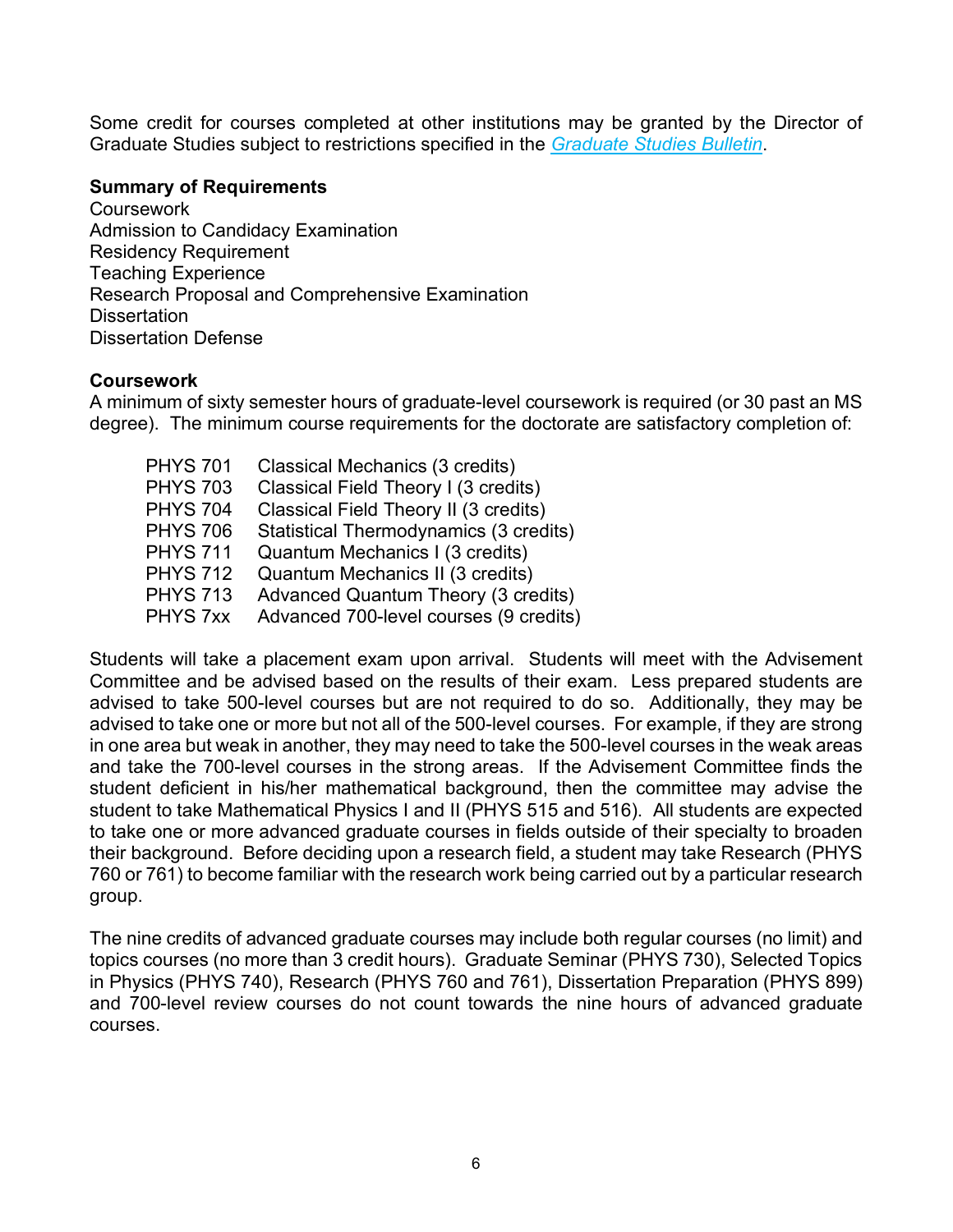Some credit for courses completed at other institutions may be granted by the Director of Graduate Studies subject to restrictions specified in the *Graduate Studies Bulletin*.

**Summary of Requirements**

Coursework
Admission to Candidacy Examination
Residency Requirement
Teaching Experience
Research Proposal and Comprehensive Examination
Dissertation
Dissertation Defense

**Coursework**

A minimum of sixty semester hours of graduate-level coursework is required (or 30 past an MS degree). The minimum course requirements for the doctorate are satisfactory completion of:

| | |
|---|---|
| PHYS 701 | Classical Mechanics (3 credits) |
| PHYS 703 | Classical Field Theory I (3 credits) |
| PHYS 704 | Classical Field Theory II (3 credits) |
| PHYS 706 | Statistical Thermodynamics (3 credits) |
| PHYS 711 | Quantum Mechanics I (3 credits) |
| PHYS 712 | Quantum Mechanics II (3 credits) |
| PHYS 713 | Advanced Quantum Theory (3 credits) |
| PHYS 7xx | Advanced 700-level courses (9 credits) |

Students will take a placement exam upon arrival. Students will meet with the Advisement Committee and be advised based on the results of their exam. Less prepared students are advised to take 500-level courses but are not required to do so. Additionally, they may be advised to take one or more but not all of the 500-level courses. For example, if they are strong in one area but weak in another, they may need to take the 500-level courses in the weak areas and take the 700-level courses in the strong areas. If the Advisement Committee finds the student deficient in his/her mathematical background, then the committee may advise the student to take Mathematical Physics I and II (PHYS 515 and 516). All students are expected to take one or more advanced graduate courses in fields outside of their specialty to broaden their background. Before deciding upon a research field, a student may take Research (PHYS 760 or 761) to become familiar with the research work being carried out by a particular research group.

The nine credits of advanced graduate courses may include both regular courses (no limit) and topics courses (no more than 3 credit hours). Graduate Seminar (PHYS 730), Selected Topics in Physics (PHYS 740), Research (PHYS 760 and 761), Dissertation Preparation (PHYS 899) and 700-level review courses do not count towards the nine hours of advanced graduate courses.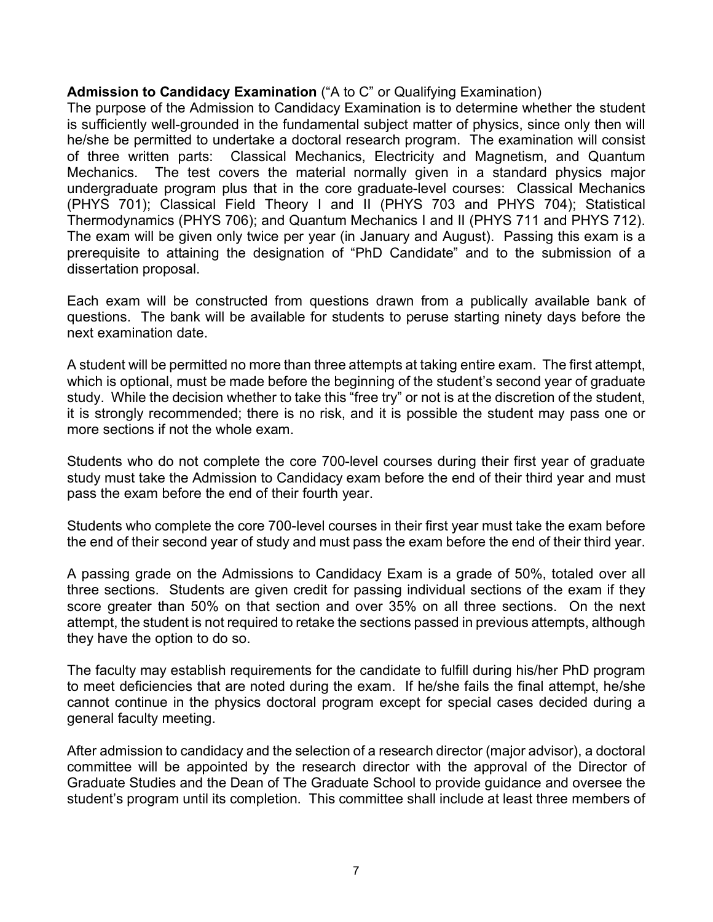**Admission to Candidacy Examination** ("A to C" or Qualifying Examination)
The purpose of the Admission to Candidacy Examination is to determine whether the student is sufficiently well-grounded in the fundamental subject matter of physics, since only then will he/she be permitted to undertake a doctoral research program. The examination will consist of three written parts: Classical Mechanics, Electricity and Magnetism, and Quantum Mechanics. The test covers the material normally given in a standard physics major undergraduate program plus that in the core graduate-level courses: Classical Mechanics (PHYS 701); Classical Field Theory I and II (PHYS 703 and PHYS 704); Statistical Thermodynamics (PHYS 706); and Quantum Mechanics I and II (PHYS 711 and PHYS 712). The exam will be given only twice per year (in January and August). Passing this exam is a prerequisite to attaining the designation of "PhD Candidate" and to the submission of a dissertation proposal.

Each exam will be constructed from questions drawn from a publically available bank of questions. The bank will be available for students to peruse starting ninety days before the next examination date.

A student will be permitted no more than three attempts at taking entire exam. The first attempt, which is optional, must be made before the beginning of the student's second year of graduate study. While the decision whether to take this "free try" or not is at the discretion of the student, it is strongly recommended; there is no risk, and it is possible the student may pass one or more sections if not the whole exam.

Students who do not complete the core 700-level courses during their first year of graduate study must take the Admission to Candidacy exam before the end of their third year and must pass the exam before the end of their fourth year.

Students who complete the core 700-level courses in their first year must take the exam before the end of their second year of study and must pass the exam before the end of their third year.

A passing grade on the Admissions to Candidacy Exam is a grade of 50%, totaled over all three sections. Students are given credit for passing individual sections of the exam if they score greater than 50% on that section and over 35% on all three sections. On the next attempt, the student is not required to retake the sections passed in previous attempts, although they have the option to do so.

The faculty may establish requirements for the candidate to fulfill during his/her PhD program to meet deficiencies that are noted during the exam. If he/she fails the final attempt, he/she cannot continue in the physics doctoral program except for special cases decided during a general faculty meeting.

After admission to candidacy and the selection of a research director (major advisor), a doctoral committee will be appointed by the research director with the approval of the Director of Graduate Studies and the Dean of The Graduate School to provide guidance and oversee the student's program until its completion. This committee shall include at least three members of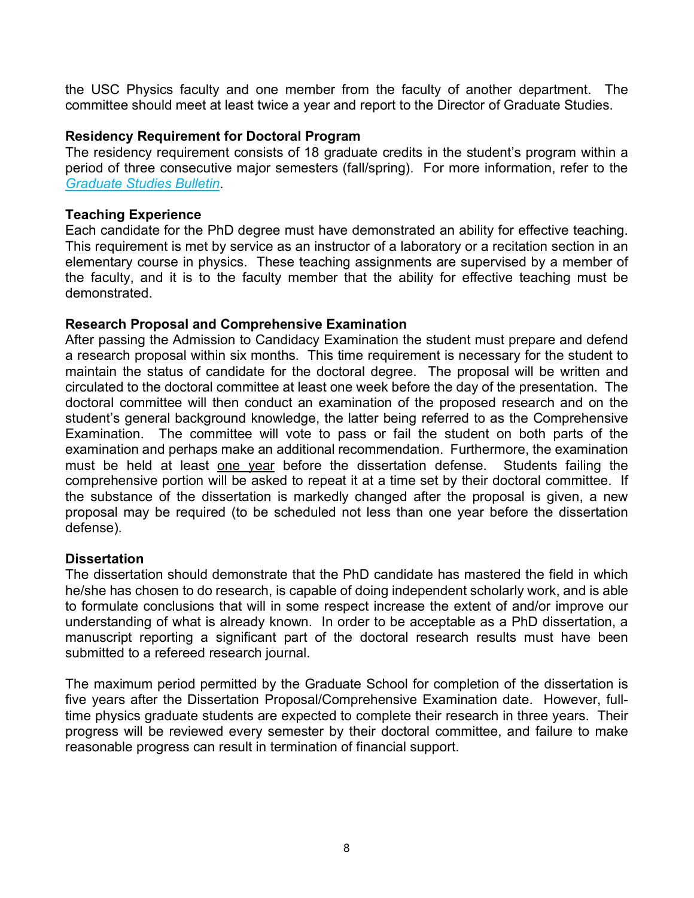the USC Physics faculty and one member from the faculty of another department. The committee should meet at least twice a year and report to the Director of Graduate Studies.

**Residency Requirement for Doctoral Program**

The residency requirement consists of 18 graduate credits in the student's program within a period of three consecutive major semesters (fall/spring). For more information, refer to the *Graduate Studies Bulletin*.

**Teaching Experience**

Each candidate for the PhD degree must have demonstrated an ability for effective teaching. This requirement is met by service as an instructor of a laboratory or a recitation section in an elementary course in physics. These teaching assignments are supervised by a member of the faculty, and it is to the faculty member that the ability for effective teaching must be demonstrated.

**Research Proposal and Comprehensive Examination**

After passing the Admission to Candidacy Examination the student must prepare and defend a research proposal within six months. This time requirement is necessary for the student to maintain the status of candidate for the doctoral degree. The proposal will be written and circulated to the doctoral committee at least one week before the day of the presentation. The doctoral committee will then conduct an examination of the proposed research and on the student's general background knowledge, the latter being referred to as the Comprehensive Examination. The committee will vote to pass or fail the student on both parts of the examination and perhaps make an additional recommendation. Furthermore, the examination must be held at least <u>one year</u> before the dissertation defense. Students failing the comprehensive portion will be asked to repeat it at a time set by their doctoral committee. If the substance of the dissertation is markedly changed after the proposal is given, a new proposal may be required (to be scheduled not less than one year before the dissertation defense).

**Dissertation**

The dissertation should demonstrate that the PhD candidate has mastered the field in which he/she has chosen to do research, is capable of doing independent scholarly work, and is able to formulate conclusions that will in some respect increase the extent of and/or improve our understanding of what is already known. In order to be acceptable as a PhD dissertation, a manuscript reporting a significant part of the doctoral research results must have been submitted to a refereed research journal.

The maximum period permitted by the Graduate School for completion of the dissertation is five years after the Dissertation Proposal/Comprehensive Examination date. However, full-time physics graduate students are expected to complete their research in three years. Their progress will be reviewed every semester by their doctoral committee, and failure to make reasonable progress can result in termination of financial support.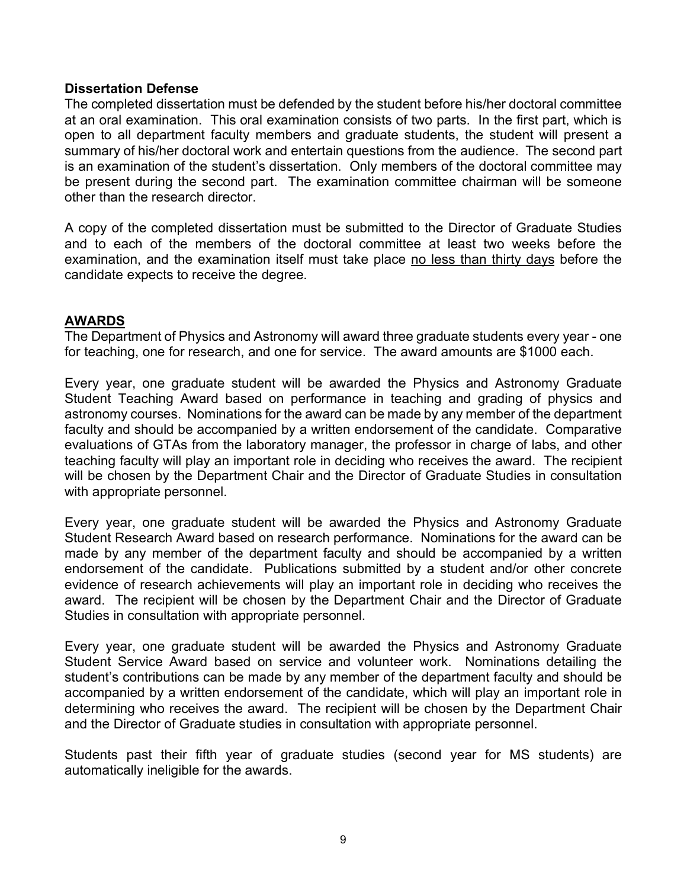### Dissertation Defense

The completed dissertation must be defended by the student before his/her doctoral committee at an oral examination. This oral examination consists of two parts. In the first part, which is open to all department faculty members and graduate students, the student will present a summary of his/her doctoral work and entertain questions from the audience. The second part is an examination of the student's dissertation. Only members of the doctoral committee may be present during the second part. The examination committee chairman will be someone other than the research director.

A copy of the completed dissertation must be submitted to the Director of Graduate Studies and to each of the members of the doctoral committee at least two weeks before the examination, and the examination itself must take place <u>no less than thirty days</u> before the candidate expects to receive the degree.

## <u>AWARDS</u>

The Department of Physics and Astronomy will award three graduate students every year - one for teaching, one for research, and one for service. The award amounts are $1000 each.

Every year, one graduate student will be awarded the Physics and Astronomy Graduate Student Teaching Award based on performance in teaching and grading of physics and astronomy courses. Nominations for the award can be made by any member of the department faculty and should be accompanied by a written endorsement of the candidate. Comparative evaluations of GTAs from the laboratory manager, the professor in charge of labs, and other teaching faculty will play an important role in deciding who receives the award. The recipient will be chosen by the Department Chair and the Director of Graduate Studies in consultation with appropriate personnel.

Every year, one graduate student will be awarded the Physics and Astronomy Graduate Student Research Award based on research performance. Nominations for the award can be made by any member of the department faculty and should be accompanied by a written endorsement of the candidate. Publications submitted by a student and/or other concrete evidence of research achievements will play an important role in deciding who receives the award. The recipient will be chosen by the Department Chair and the Director of Graduate Studies in consultation with appropriate personnel.

Every year, one graduate student will be awarded the Physics and Astronomy Graduate Student Service Award based on service and volunteer work. Nominations detailing the student's contributions can be made by any member of the department faculty and should be accompanied by a written endorsement of the candidate, which will play an important role in determining who receives the award. The recipient will be chosen by the Department Chair and the Director of Graduate studies in consultation with appropriate personnel.

Students past their fifth year of graduate studies (second year for MS students) are automatically ineligible for the awards.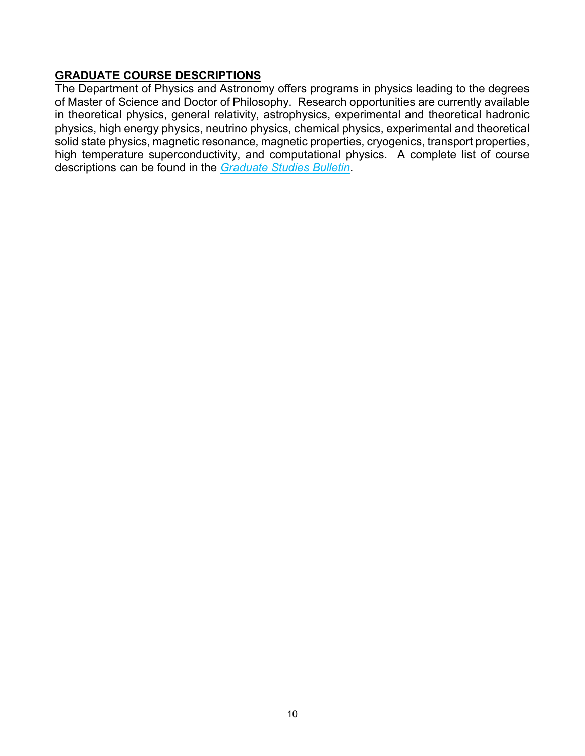## GRADUATE COURSE DESCRIPTIONS

The Department of Physics and Astronomy offers programs in physics leading to the degrees of Master of Science and Doctor of Philosophy. Research opportunities are currently available in theoretical physics, general relativity, astrophysics, experimental and theoretical hadronic physics, high energy physics, neutrino physics, chemical physics, experimental and theoretical solid state physics, magnetic resonance, magnetic properties, cryogenics, transport properties, high temperature superconductivity, and computational physics. A complete list of course descriptions can be found in the *Graduate Studies Bulletin*.